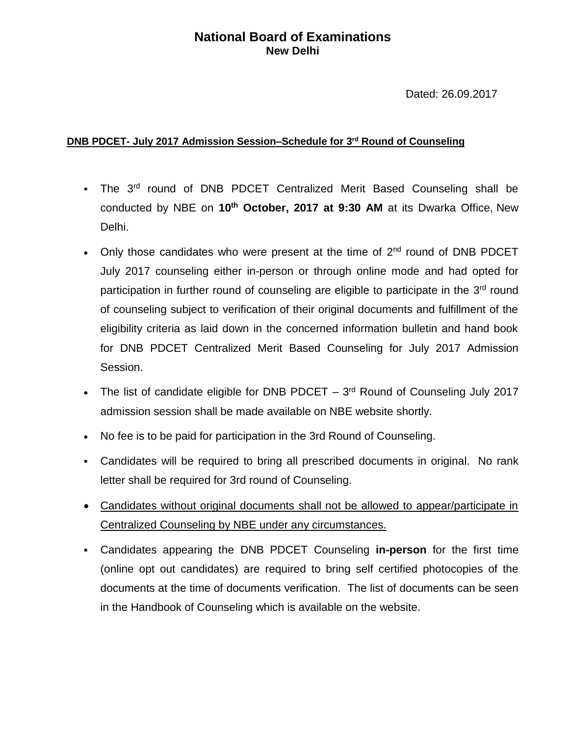# National Board of Examinations
## New Delhi

Dated: 26.09.2017

**DNB PDCET- July 2017 Admission Session–Schedule for 3rd Round of Counseling**

- The 3rd round of DNB PDCET Centralized Merit Based Counseling shall be conducted by NBE on **10th October, 2017 at 9:30 AM** at its Dwarka Office, New Delhi.
- Only those candidates who were present at the time of 2nd round of DNB PDCET July 2017 counseling either in-person or through online mode and had opted for participation in further round of counseling are eligible to participate in the 3rd round of counseling subject to verification of their original documents and fulfillment of the eligibility criteria as laid down in the concerned information bulletin and hand book for DNB PDCET Centralized Merit Based Counseling for July 2017 Admission Session.
- The list of candidate eligible for DNB PDCET – 3rd Round of Counseling July 2017 admission session shall be made available on NBE website shortly.
- No fee is to be paid for participation in the 3rd Round of Counseling.
- Candidates will be required to bring all prescribed documents in original. No rank letter shall be required for 3rd round of Counseling.
- Candidates without original documents shall not be allowed to appear/participate in Centralized Counseling by NBE under any circumstances.
- Candidates appearing the DNB PDCET Counseling **in-person** for the first time (online opt out candidates) are required to bring self certified photocopies of the documents at the time of documents verification. The list of documents can be seen in the Handbook of Counseling which is available on the website.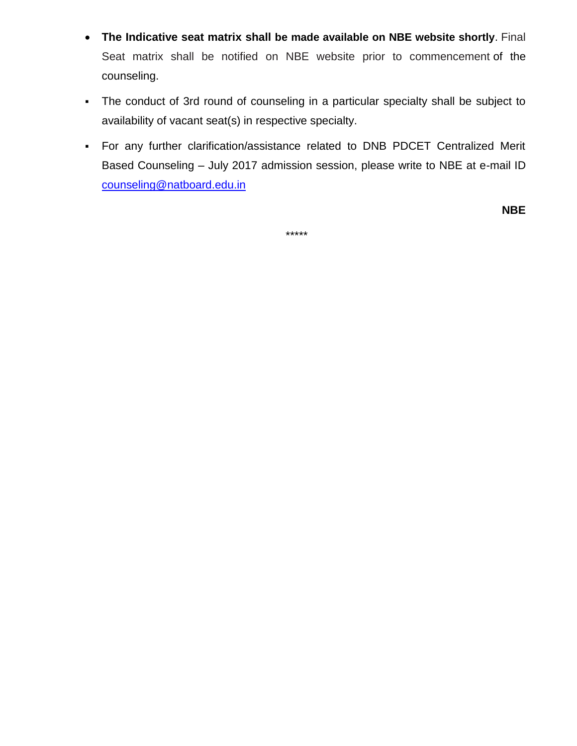- **The Indicative seat matrix shall be made available on NBE website shortly**. Final Seat matrix shall be notified on NBE website prior to commencement of the counseling.

- The conduct of 3rd round of counseling in a particular specialty shall be subject to availability of vacant seat(s) in respective specialty.

- For any further clarification/assistance related to DNB PDCET Centralized Merit Based Counseling – July 2017 admission session, please write to NBE at e-mail ID counseling@natboard.edu.in

**NBE**

*****